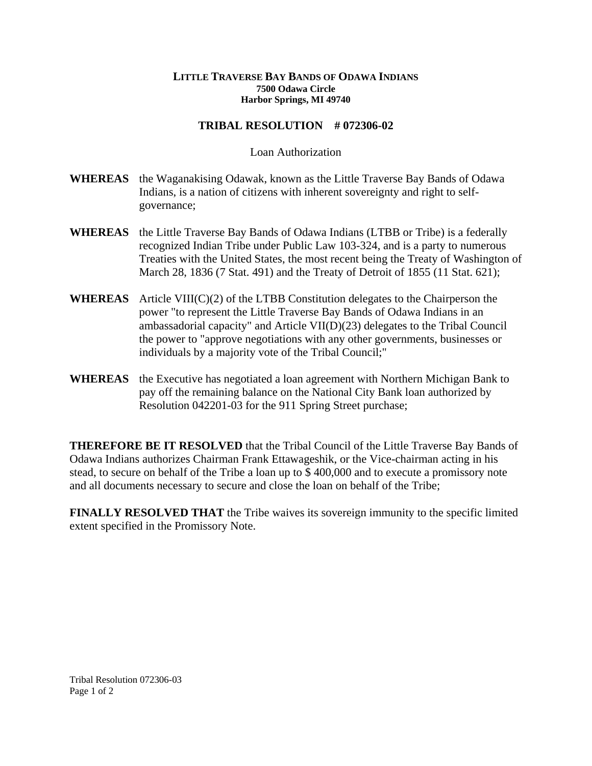**LITTLE TRAVERSE BAY BANDS OF ODAWA INDIANS**
**7500 Odawa Circle**
**Harbor Springs, MI 49740**

# TRIBAL RESOLUTION # 072306-02

Loan Authorization

**WHEREAS** the Waganakising Odawak, known as the Little Traverse Bay Bands of Odawa Indians, is a nation of citizens with inherent sovereignty and right to self-governance;

**WHEREAS** the Little Traverse Bay Bands of Odawa Indians (LTBB or Tribe) is a federally recognized Indian Tribe under Public Law 103-324, and is a party to numerous Treaties with the United States, the most recent being the Treaty of Washington of March 28, 1836 (7 Stat. 491) and the Treaty of Detroit of 1855 (11 Stat. 621);

**WHEREAS** Article VIII(C)(2) of the LTBB Constitution delegates to the Chairperson the power "to represent the Little Traverse Bay Bands of Odawa Indians in an ambassadorial capacity" and Article VII(D)(23) delegates to the Tribal Council the power to "approve negotiations with any other governments, businesses or individuals by a majority vote of the Tribal Council;"

**WHEREAS** the Executive has negotiated a loan agreement with Northern Michigan Bank to pay off the remaining balance on the National City Bank loan authorized by Resolution 042201-03 for the 911 Spring Street purchase;

**THEREFORE BE IT RESOLVED** that the Tribal Council of the Little Traverse Bay Bands of Odawa Indians authorizes Chairman Frank Ettawageshik, or the Vice-chairman acting in his stead, to secure on behalf of the Tribe a loan up to $ 400,000 and to execute a promissory note and all documents necessary to secure and close the loan on behalf of the Tribe;

**FINALLY RESOLVED THAT** the Tribe waives its sovereign immunity to the specific limited extent specified in the Promissory Note.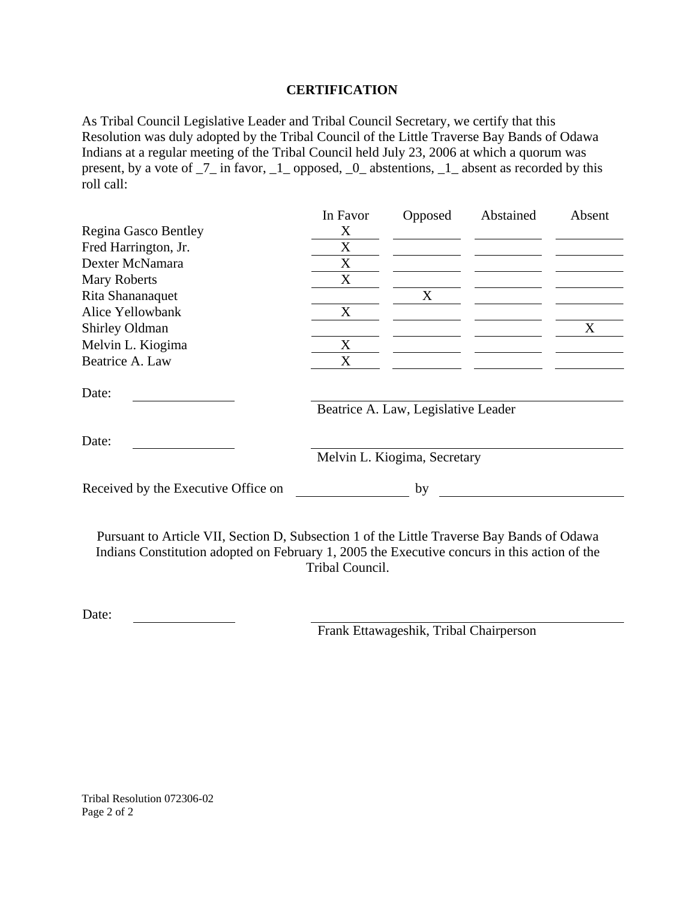**CERTIFICATION**

As Tribal Council Legislative Leader and Tribal Council Secretary, we certify that this Resolution was duly adopted by the Tribal Council of the Little Traverse Bay Bands of Odawa Indians at a regular meeting of the Tribal Council held July 23, 2006 at which a quorum was present, by a vote of _7_ in favor, _1_ opposed, _0_ abstentions, _1_ absent as recorded by this roll call:

| | In Favor | Opposed | Abstained | Absent |
|---|---|---|---|---|
| Regina Gasco Bentley | X | | | |
| Fred Harrington, Jr. | X | | | |
| Dexter McNamara | X | | | |
| Mary Roberts | X | | | |
| Rita Shananaquet | | X | | |
| Alice Yellowbank | X | | | |
| Shirley Oldman | | | | X |
| Melvin L. Kiogima | X | | | |
| Beatrice A. Law | X | | | |

Date: ______________

______________________________
Beatrice A. Law, Legislative Leader

Date: ______________

______________________________
Melvin L. Kiogima, Secretary

Received by the Executive Office on ______________ by ______________________

Pursuant to Article VII, Section D, Subsection 1 of the Little Traverse Bay Bands of Odawa Indians Constitution adopted on February 1, 2005 the Executive concurs in this action of the Tribal Council.

Date: ______________

______________________________
Frank Ettawageshik, Tribal Chairperson

Tribal Resolution 072306-02